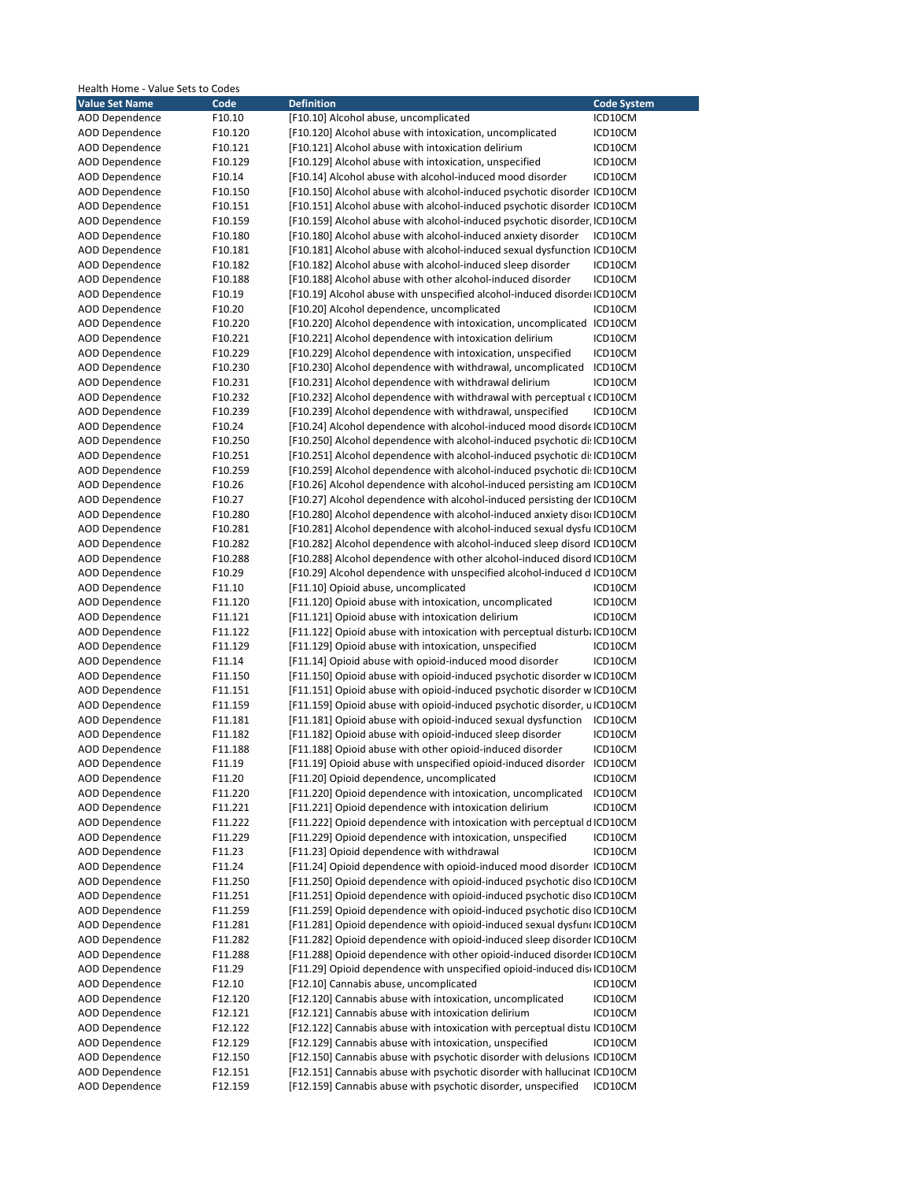Health Home - Value Sets to Codes

| Value Set Name | Code | Definition | Code System |
|---|---|---|---|
| AOD Dependence | F10.10 | [F10.10] Alcohol abuse, uncomplicated | ICD10CM |
| AOD Dependence | F10.120 | [F10.120] Alcohol abuse with intoxication, uncomplicated | ICD10CM |
| AOD Dependence | F10.121 | [F10.121] Alcohol abuse with intoxication delirium | ICD10CM |
| AOD Dependence | F10.129 | [F10.129] Alcohol abuse with intoxication, unspecified | ICD10CM |
| AOD Dependence | F10.14 | [F10.14] Alcohol abuse with alcohol-induced mood disorder | ICD10CM |
| AOD Dependence | F10.150 | [F10.150] Alcohol abuse with alcohol-induced psychotic disorder | ICD10CM |
| AOD Dependence | F10.151 | [F10.151] Alcohol abuse with alcohol-induced psychotic disorder | ICD10CM |
| AOD Dependence | F10.159 | [F10.159] Alcohol abuse with alcohol-induced psychotic disorder, | ICD10CM |
| AOD Dependence | F10.180 | [F10.180] Alcohol abuse with alcohol-induced anxiety disorder | ICD10CM |
| AOD Dependence | F10.181 | [F10.181] Alcohol abuse with alcohol-induced sexual dysfunction | ICD10CM |
| AOD Dependence | F10.182 | [F10.182] Alcohol abuse with alcohol-induced sleep disorder | ICD10CM |
| AOD Dependence | F10.188 | [F10.188] Alcohol abuse with other alcohol-induced disorder | ICD10CM |
| AOD Dependence | F10.19 | [F10.19] Alcohol abuse with unspecified alcohol-induced disorde | ICD10CM |
| AOD Dependence | F10.20 | [F10.20] Alcohol dependence, uncomplicated | ICD10CM |
| AOD Dependence | F10.220 | [F10.220] Alcohol dependence with intoxication, uncomplicated | ICD10CM |
| AOD Dependence | F10.221 | [F10.221] Alcohol dependence with intoxication delirium | ICD10CM |
| AOD Dependence | F10.229 | [F10.229] Alcohol dependence with intoxication, unspecified | ICD10CM |
| AOD Dependence | F10.230 | [F10.230] Alcohol dependence with withdrawal, uncomplicated | ICD10CM |
| AOD Dependence | F10.231 | [F10.231] Alcohol dependence with withdrawal delirium | ICD10CM |
| AOD Dependence | F10.232 | [F10.232] Alcohol dependence with withdrawal with perceptual c | ICD10CM |
| AOD Dependence | F10.239 | [F10.239] Alcohol dependence with withdrawal, unspecified | ICD10CM |
| AOD Dependence | F10.24 | [F10.24] Alcohol dependence with alcohol-induced mood disorde | ICD10CM |
| AOD Dependence | F10.250 | [F10.250] Alcohol dependence with alcohol-induced psychotic di | ICD10CM |
| AOD Dependence | F10.251 | [F10.251] Alcohol dependence with alcohol-induced psychotic di | ICD10CM |
| AOD Dependence | F10.259 | [F10.259] Alcohol dependence with alcohol-induced psychotic di | ICD10CM |
| AOD Dependence | F10.26 | [F10.26] Alcohol dependence with alcohol-induced persisting am | ICD10CM |
| AOD Dependence | F10.27 | [F10.27] Alcohol dependence with alcohol-induced persisting der | ICD10CM |
| AOD Dependence | F10.280 | [F10.280] Alcohol dependence with alcohol-induced anxiety disor | ICD10CM |
| AOD Dependence | F10.281 | [F10.281] Alcohol dependence with alcohol-induced sexual dysfu | ICD10CM |
| AOD Dependence | F10.282 | [F10.282] Alcohol dependence with alcohol-induced sleep disord | ICD10CM |
| AOD Dependence | F10.288 | [F10.288] Alcohol dependence with other alcohol-induced disord | ICD10CM |
| AOD Dependence | F10.29 | [F10.29] Alcohol dependence with unspecified alcohol-induced d | ICD10CM |
| AOD Dependence | F11.10 | [F11.10] Opioid abuse, uncomplicated | ICD10CM |
| AOD Dependence | F11.120 | [F11.120] Opioid abuse with intoxication, uncomplicated | ICD10CM |
| AOD Dependence | F11.121 | [F11.121] Opioid abuse with intoxication delirium | ICD10CM |
| AOD Dependence | F11.122 | [F11.122] Opioid abuse with intoxication with perceptual disturb | ICD10CM |
| AOD Dependence | F11.129 | [F11.129] Opioid abuse with intoxication, unspecified | ICD10CM |
| AOD Dependence | F11.14 | [F11.14] Opioid abuse with opioid-induced mood disorder | ICD10CM |
| AOD Dependence | F11.150 | [F11.150] Opioid abuse with opioid-induced psychotic disorder w | ICD10CM |
| AOD Dependence | F11.151 | [F11.151] Opioid abuse with opioid-induced psychotic disorder w | ICD10CM |
| AOD Dependence | F11.159 | [F11.159] Opioid abuse with opioid-induced psychotic disorder, u | ICD10CM |
| AOD Dependence | F11.181 | [F11.181] Opioid abuse with opioid-induced sexual dysfunction | ICD10CM |
| AOD Dependence | F11.182 | [F11.182] Opioid abuse with opioid-induced sleep disorder | ICD10CM |
| AOD Dependence | F11.188 | [F11.188] Opioid abuse with other opioid-induced disorder | ICD10CM |
| AOD Dependence | F11.19 | [F11.19] Opioid abuse with unspecified opioid-induced disorder | ICD10CM |
| AOD Dependence | F11.20 | [F11.20] Opioid dependence, uncomplicated | ICD10CM |
| AOD Dependence | F11.220 | [F11.220] Opioid dependence with intoxication, uncomplicated | ICD10CM |
| AOD Dependence | F11.221 | [F11.221] Opioid dependence with intoxication delirium | ICD10CM |
| AOD Dependence | F11.222 | [F11.222] Opioid dependence with intoxication with perceptual d | ICD10CM |
| AOD Dependence | F11.229 | [F11.229] Opioid dependence with intoxication, unspecified | ICD10CM |
| AOD Dependence | F11.23 | [F11.23] Opioid dependence with withdrawal | ICD10CM |
| AOD Dependence | F11.24 | [F11.24] Opioid dependence with opioid-induced mood disorder | ICD10CM |
| AOD Dependence | F11.250 | [F11.250] Opioid dependence with opioid-induced psychotic diso | ICD10CM |
| AOD Dependence | F11.251 | [F11.251] Opioid dependence with opioid-induced psychotic diso | ICD10CM |
| AOD Dependence | F11.259 | [F11.259] Opioid dependence with opioid-induced psychotic diso | ICD10CM |
| AOD Dependence | F11.281 | [F11.281] Opioid dependence with opioid-induced sexual dysfun | ICD10CM |
| AOD Dependence | F11.282 | [F11.282] Opioid dependence with opioid-induced sleep disorder | ICD10CM |
| AOD Dependence | F11.288 | [F11.288] Opioid dependence with other opioid-induced disorder | ICD10CM |
| AOD Dependence | F11.29 | [F11.29] Opioid dependence with unspecified opioid-induced dis | ICD10CM |
| AOD Dependence | F12.10 | [F12.10] Cannabis abuse, uncomplicated | ICD10CM |
| AOD Dependence | F12.120 | [F12.120] Cannabis abuse with intoxication, uncomplicated | ICD10CM |
| AOD Dependence | F12.121 | [F12.121] Cannabis abuse with intoxication delirium | ICD10CM |
| AOD Dependence | F12.122 | [F12.122] Cannabis abuse with intoxication with perceptual distu | ICD10CM |
| AOD Dependence | F12.129 | [F12.129] Cannabis abuse with intoxication, unspecified | ICD10CM |
| AOD Dependence | F12.150 | [F12.150] Cannabis abuse with psychotic disorder with delusions | ICD10CM |
| AOD Dependence | F12.151 | [F12.151] Cannabis abuse with psychotic disorder with hallucinat | ICD10CM |
| AOD Dependence | F12.159 | [F12.159] Cannabis abuse with psychotic disorder, unspecified | ICD10CM |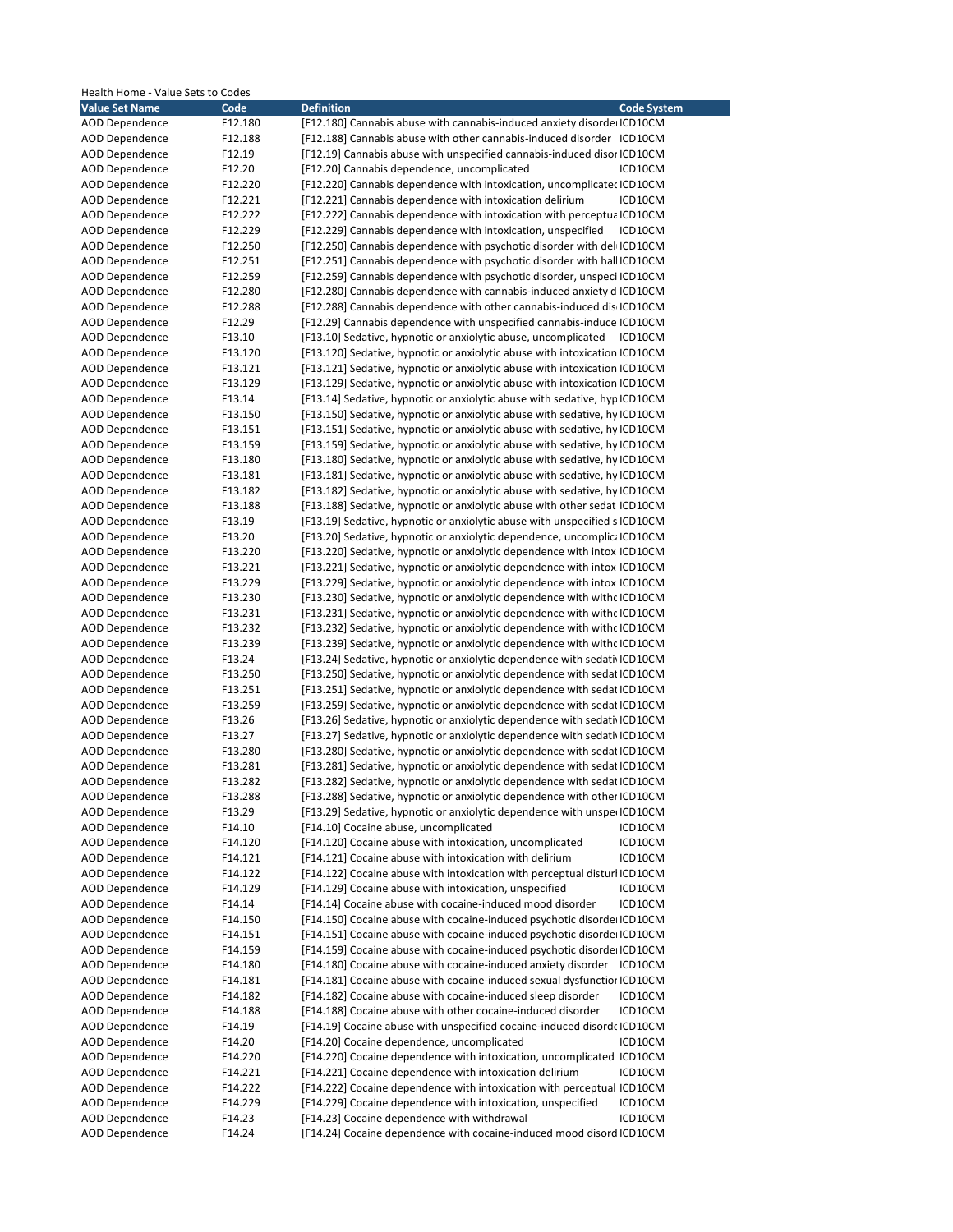Health Home - Value Sets to Codes

| Value Set Name | Code | Definition | Code System |
|---|---|---|---|
| AOD Dependence | F12.180 | [F12.180] Cannabis abuse with cannabis-induced anxiety disorder | ICD10CM |
| AOD Dependence | F12.188 | [F12.188] Cannabis abuse with other cannabis-induced disorder | ICD10CM |
| AOD Dependence | F12.19 | [F12.19] Cannabis abuse with unspecified cannabis-induced disor | ICD10CM |
| AOD Dependence | F12.20 | [F12.20] Cannabis dependence, uncomplicated | ICD10CM |
| AOD Dependence | F12.220 | [F12.220] Cannabis dependence with intoxication, uncomplicated | ICD10CM |
| AOD Dependence | F12.221 | [F12.221] Cannabis dependence with intoxication delirium | ICD10CM |
| AOD Dependence | F12.222 | [F12.222] Cannabis dependence with intoxication with perceptua | ICD10CM |
| AOD Dependence | F12.229 | [F12.229] Cannabis dependence with intoxication, unspecified | ICD10CM |
| AOD Dependence | F12.250 | [F12.250] Cannabis dependence with psychotic disorder with del | ICD10CM |
| AOD Dependence | F12.251 | [F12.251] Cannabis dependence with psychotic disorder with hall | ICD10CM |
| AOD Dependence | F12.259 | [F12.259] Cannabis dependence with psychotic disorder, unspeci | ICD10CM |
| AOD Dependence | F12.280 | [F12.280] Cannabis dependence with cannabis-induced anxiety d | ICD10CM |
| AOD Dependence | F12.288 | [F12.288] Cannabis dependence with other cannabis-induced dis | ICD10CM |
| AOD Dependence | F12.29 | [F12.29] Cannabis dependence with unspecified cannabis-induce | ICD10CM |
| AOD Dependence | F13.10 | [F13.10] Sedative, hypnotic or anxiolytic abuse, uncomplicated | ICD10CM |
| AOD Dependence | F13.120 | [F13.120] Sedative, hypnotic or anxiolytic abuse with intoxication | ICD10CM |
| AOD Dependence | F13.121 | [F13.121] Sedative, hypnotic or anxiolytic abuse with intoxication | ICD10CM |
| AOD Dependence | F13.129 | [F13.129] Sedative, hypnotic or anxiolytic abuse with intoxication | ICD10CM |
| AOD Dependence | F13.14 | [F13.14] Sedative, hypnotic or anxiolytic abuse with sedative, hyp | ICD10CM |
| AOD Dependence | F13.150 | [F13.150] Sedative, hypnotic or anxiolytic abuse with sedative, hy | ICD10CM |
| AOD Dependence | F13.151 | [F13.151] Sedative, hypnotic or anxiolytic abuse with sedative, hy | ICD10CM |
| AOD Dependence | F13.159 | [F13.159] Sedative, hypnotic or anxiolytic abuse with sedative, hy | ICD10CM |
| AOD Dependence | F13.180 | [F13.180] Sedative, hypnotic or anxiolytic abuse with sedative, hy | ICD10CM |
| AOD Dependence | F13.181 | [F13.181] Sedative, hypnotic or anxiolytic abuse with sedative, hy | ICD10CM |
| AOD Dependence | F13.182 | [F13.182] Sedative, hypnotic or anxiolytic abuse with sedative, hy | ICD10CM |
| AOD Dependence | F13.188 | [F13.188] Sedative, hypnotic or anxiolytic abuse with other sedat | ICD10CM |
| AOD Dependence | F13.19 | [F13.19] Sedative, hypnotic or anxiolytic abuse with unspecified s | ICD10CM |
| AOD Dependence | F13.20 | [F13.20] Sedative, hypnotic or anxiolytic dependence, uncomplic | ICD10CM |
| AOD Dependence | F13.220 | [F13.220] Sedative, hypnotic or anxiolytic dependence with intox | ICD10CM |
| AOD Dependence | F13.221 | [F13.221] Sedative, hypnotic or anxiolytic dependence with intox | ICD10CM |
| AOD Dependence | F13.229 | [F13.229] Sedative, hypnotic or anxiolytic dependence with intox | ICD10CM |
| AOD Dependence | F13.230 | [F13.230] Sedative, hypnotic or anxiolytic dependence with withd | ICD10CM |
| AOD Dependence | F13.231 | [F13.231] Sedative, hypnotic or anxiolytic dependence with withd | ICD10CM |
| AOD Dependence | F13.232 | [F13.232] Sedative, hypnotic or anxiolytic dependence with withd | ICD10CM |
| AOD Dependence | F13.239 | [F13.239] Sedative, hypnotic or anxiolytic dependence with withd | ICD10CM |
| AOD Dependence | F13.24 | [F13.24] Sedative, hypnotic or anxiolytic dependence with sedati | ICD10CM |
| AOD Dependence | F13.250 | [F13.250] Sedative, hypnotic or anxiolytic dependence with sedat | ICD10CM |
| AOD Dependence | F13.251 | [F13.251] Sedative, hypnotic or anxiolytic dependence with sedat | ICD10CM |
| AOD Dependence | F13.259 | [F13.259] Sedative, hypnotic or anxiolytic dependence with sedat | ICD10CM |
| AOD Dependence | F13.26 | [F13.26] Sedative, hypnotic or anxiolytic dependence with sedati | ICD10CM |
| AOD Dependence | F13.27 | [F13.27] Sedative, hypnotic or anxiolytic dependence with sedati | ICD10CM |
| AOD Dependence | F13.280 | [F13.280] Sedative, hypnotic or anxiolytic dependence with sedat | ICD10CM |
| AOD Dependence | F13.281 | [F13.281] Sedative, hypnotic or anxiolytic dependence with sedat | ICD10CM |
| AOD Dependence | F13.282 | [F13.282] Sedative, hypnotic or anxiolytic dependence with sedat | ICD10CM |
| AOD Dependence | F13.288 | [F13.288] Sedative, hypnotic or anxiolytic dependence with other | ICD10CM |
| AOD Dependence | F13.29 | [F13.29] Sedative, hypnotic or anxiolytic dependence with unspe | ICD10CM |
| AOD Dependence | F14.10 | [F14.10] Cocaine abuse, uncomplicated | ICD10CM |
| AOD Dependence | F14.120 | [F14.120] Cocaine abuse with intoxication, uncomplicated | ICD10CM |
| AOD Dependence | F14.121 | [F14.121] Cocaine abuse with intoxication with delirium | ICD10CM |
| AOD Dependence | F14.122 | [F14.122] Cocaine abuse with intoxication with perceptual disturl | ICD10CM |
| AOD Dependence | F14.129 | [F14.129] Cocaine abuse with intoxication, unspecified | ICD10CM |
| AOD Dependence | F14.14 | [F14.14] Cocaine abuse with cocaine-induced mood disorder | ICD10CM |
| AOD Dependence | F14.150 | [F14.150] Cocaine abuse with cocaine-induced psychotic disorder | ICD10CM |
| AOD Dependence | F14.151 | [F14.151] Cocaine abuse with cocaine-induced psychotic disorder | ICD10CM |
| AOD Dependence | F14.159 | [F14.159] Cocaine abuse with cocaine-induced psychotic disorder | ICD10CM |
| AOD Dependence | F14.180 | [F14.180] Cocaine abuse with cocaine-induced anxiety disorder | ICD10CM |
| AOD Dependence | F14.181 | [F14.181] Cocaine abuse with cocaine-induced sexual dysfunction | ICD10CM |
| AOD Dependence | F14.182 | [F14.182] Cocaine abuse with cocaine-induced sleep disorder | ICD10CM |
| AOD Dependence | F14.188 | [F14.188] Cocaine abuse with other cocaine-induced disorder | ICD10CM |
| AOD Dependence | F14.19 | [F14.19] Cocaine abuse with unspecified cocaine-induced disorde | ICD10CM |
| AOD Dependence | F14.20 | [F14.20] Cocaine dependence, uncomplicated | ICD10CM |
| AOD Dependence | F14.220 | [F14.220] Cocaine dependence with intoxication, uncomplicated | ICD10CM |
| AOD Dependence | F14.221 | [F14.221] Cocaine dependence with intoxication delirium | ICD10CM |
| AOD Dependence | F14.222 | [F14.222] Cocaine dependence with intoxication with perceptual | ICD10CM |
| AOD Dependence | F14.229 | [F14.229] Cocaine dependence with intoxication, unspecified | ICD10CM |
| AOD Dependence | F14.23 | [F14.23] Cocaine dependence with withdrawal | ICD10CM |
| AOD Dependence | F14.24 | [F14.24] Cocaine dependence with cocaine-induced mood disord | ICD10CM |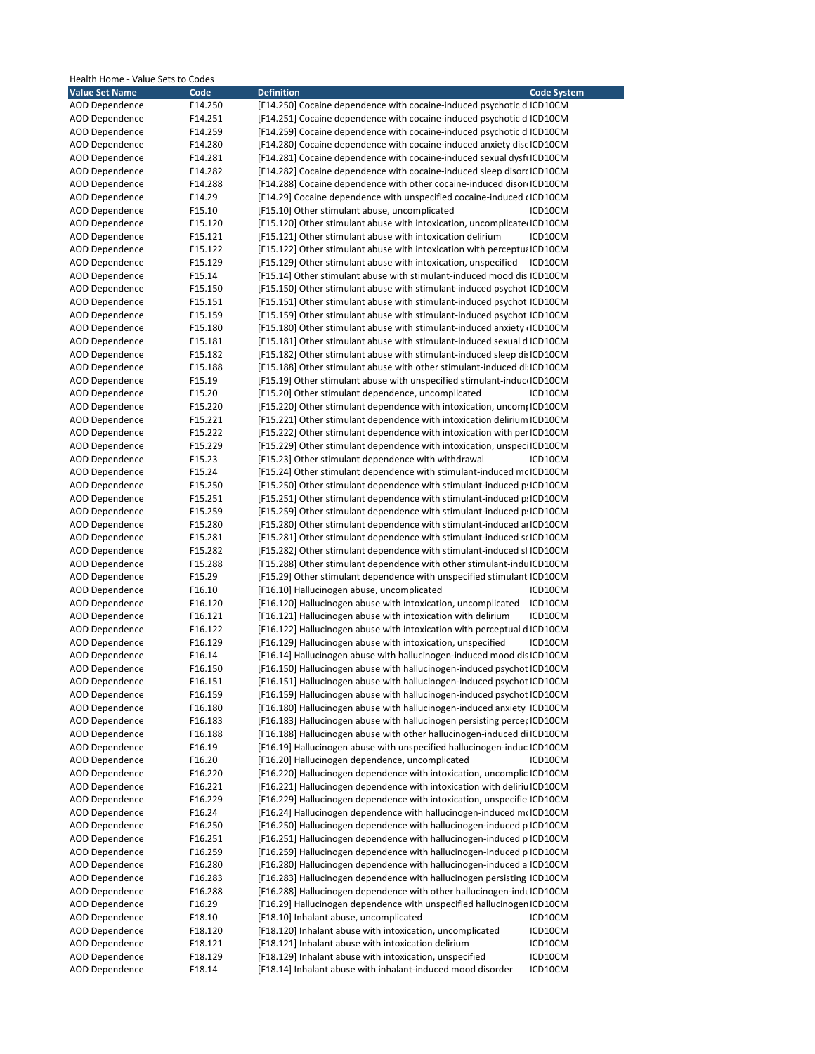Health Home - Value Sets to Codes

| Value Set Name | Code | Definition | Code System |
|---|---|---|---|
| AOD Dependence | F14.250 | [F14.250] Cocaine dependence with cocaine-induced psychotic d | ICD10CM |
| AOD Dependence | F14.251 | [F14.251] Cocaine dependence with cocaine-induced psychotic d | ICD10CM |
| AOD Dependence | F14.259 | [F14.259] Cocaine dependence with cocaine-induced psychotic d | ICD10CM |
| AOD Dependence | F14.280 | [F14.280] Cocaine dependence with cocaine-induced anxiety disc | ICD10CM |
| AOD Dependence | F14.281 | [F14.281] Cocaine dependence with cocaine-induced sexual dysf | ICD10CM |
| AOD Dependence | F14.282 | [F14.282] Cocaine dependence with cocaine-induced sleep disor | ICD10CM |
| AOD Dependence | F14.288 | [F14.288] Cocaine dependence with other cocaine-induced disor | ICD10CM |
| AOD Dependence | F14.29 | [F14.29] Cocaine dependence with unspecified cocaine-induced ( | ICD10CM |
| AOD Dependence | F15.10 | [F15.10] Other stimulant abuse, uncomplicated | ICD10CM |
| AOD Dependence | F15.120 | [F15.120] Other stimulant abuse with intoxication, uncomplicate | ICD10CM |
| AOD Dependence | F15.121 | [F15.121] Other stimulant abuse with intoxication delirium | ICD10CM |
| AOD Dependence | F15.122 | [F15.122] Other stimulant abuse with intoxication with perceptu | ICD10CM |
| AOD Dependence | F15.129 | [F15.129] Other stimulant abuse with intoxication, unspecified | ICD10CM |
| AOD Dependence | F15.14 | [F15.14] Other stimulant abuse with stimulant-induced mood dis | ICD10CM |
| AOD Dependence | F15.150 | [F15.150] Other stimulant abuse with stimulant-induced psychot | ICD10CM |
| AOD Dependence | F15.151 | [F15.151] Other stimulant abuse with stimulant-induced psychot | ICD10CM |
| AOD Dependence | F15.159 | [F15.159] Other stimulant abuse with stimulant-induced psychot | ICD10CM |
| AOD Dependence | F15.180 | [F15.180] Other stimulant abuse with stimulant-induced anxiety ( | ICD10CM |
| AOD Dependence | F15.181 | [F15.181] Other stimulant abuse with stimulant-induced sexual d | ICD10CM |
| AOD Dependence | F15.182 | [F15.182] Other stimulant abuse with stimulant-induced sleep di | ICD10CM |
| AOD Dependence | F15.188 | [F15.188] Other stimulant abuse with other stimulant-induced di | ICD10CM |
| AOD Dependence | F15.19 | [F15.19] Other stimulant abuse with unspecified stimulant-induc | ICD10CM |
| AOD Dependence | F15.20 | [F15.20] Other stimulant dependence, uncomplicated | ICD10CM |
| AOD Dependence | F15.220 | [F15.220] Other stimulant dependence with intoxication, uncom | ICD10CM |
| AOD Dependence | F15.221 | [F15.221] Other stimulant dependence with intoxication delirium | ICD10CM |
| AOD Dependence | F15.222 | [F15.222] Other stimulant dependence with intoxication with per | ICD10CM |
| AOD Dependence | F15.229 | [F15.229] Other stimulant dependence with intoxication, unspec | ICD10CM |
| AOD Dependence | F15.23 | [F15.23] Other stimulant dependence with withdrawal | ICD10CM |
| AOD Dependence | F15.24 | [F15.24] Other stimulant dependence with stimulant-induced mc | ICD10CM |
| AOD Dependence | F15.250 | [F15.250] Other stimulant dependence with stimulant-induced p | ICD10CM |
| AOD Dependence | F15.251 | [F15.251] Other stimulant dependence with stimulant-induced p | ICD10CM |
| AOD Dependence | F15.259 | [F15.259] Other stimulant dependence with stimulant-induced p | ICD10CM |
| AOD Dependence | F15.280 | [F15.280] Other stimulant dependence with stimulant-induced ar | ICD10CM |
| AOD Dependence | F15.281 | [F15.281] Other stimulant dependence with stimulant-induced se | ICD10CM |
| AOD Dependence | F15.282 | [F15.282] Other stimulant dependence with stimulant-induced sl | ICD10CM |
| AOD Dependence | F15.288 | [F15.288] Other stimulant dependence with other stimulant-indu | ICD10CM |
| AOD Dependence | F15.29 | [F15.29] Other stimulant dependence with unspecified stimulant | ICD10CM |
| AOD Dependence | F16.10 | [F16.10] Hallucinogen abuse, uncomplicated | ICD10CM |
| AOD Dependence | F16.120 | [F16.120] Hallucinogen abuse with intoxication, uncomplicated | ICD10CM |
| AOD Dependence | F16.121 | [F16.121] Hallucinogen abuse with intoxication with delirium | ICD10CM |
| AOD Dependence | F16.122 | [F16.122] Hallucinogen abuse with intoxication with perceptual d | ICD10CM |
| AOD Dependence | F16.129 | [F16.129] Hallucinogen abuse with intoxication, unspecified | ICD10CM |
| AOD Dependence | F16.14 | [F16.14] Hallucinogen abuse with hallucinogen-induced mood dis | ICD10CM |
| AOD Dependence | F16.150 | [F16.150] Hallucinogen abuse with hallucinogen-induced psychot | ICD10CM |
| AOD Dependence | F16.151 | [F16.151] Hallucinogen abuse with hallucinogen-induced psychot | ICD10CM |
| AOD Dependence | F16.159 | [F16.159] Hallucinogen abuse with hallucinogen-induced psychot | ICD10CM |
| AOD Dependence | F16.180 | [F16.180] Hallucinogen abuse with hallucinogen-induced anxiety | ICD10CM |
| AOD Dependence | F16.183 | [F16.183] Hallucinogen abuse with hallucinogen persisting percep | ICD10CM |
| AOD Dependence | F16.188 | [F16.188] Hallucinogen abuse with other hallucinogen-induced di | ICD10CM |
| AOD Dependence | F16.19 | [F16.19] Hallucinogen abuse with unspecified hallucinogen-induc | ICD10CM |
| AOD Dependence | F16.20 | [F16.20] Hallucinogen dependence, uncomplicated | ICD10CM |
| AOD Dependence | F16.220 | [F16.220] Hallucinogen dependence with intoxication, uncomplic | ICD10CM |
| AOD Dependence | F16.221 | [F16.221] Hallucinogen dependence with intoxication with deliriu | ICD10CM |
| AOD Dependence | F16.229 | [F16.229] Hallucinogen dependence with intoxication, unspecifie | ICD10CM |
| AOD Dependence | F16.24 | [F16.24] Hallucinogen dependence with hallucinogen-induced mc | ICD10CM |
| AOD Dependence | F16.250 | [F16.250] Hallucinogen dependence with hallucinogen-induced p | ICD10CM |
| AOD Dependence | F16.251 | [F16.251] Hallucinogen dependence with hallucinogen-induced p | ICD10CM |
| AOD Dependence | F16.259 | [F16.259] Hallucinogen dependence with hallucinogen-induced p | ICD10CM |
| AOD Dependence | F16.280 | [F16.280] Hallucinogen dependence with hallucinogen-induced a | ICD10CM |
| AOD Dependence | F16.283 | [F16.283] Hallucinogen dependence with hallucinogen persisting | ICD10CM |
| AOD Dependence | F16.288 | [F16.288] Hallucinogen dependence with other hallucinogen-indu | ICD10CM |
| AOD Dependence | F16.29 | [F16.29] Hallucinogen dependence with unspecified hallucinogen | ICD10CM |
| AOD Dependence | F18.10 | [F18.10] Inhalant abuse, uncomplicated | ICD10CM |
| AOD Dependence | F18.120 | [F18.120] Inhalant abuse with intoxication, uncomplicated | ICD10CM |
| AOD Dependence | F18.121 | [F18.121] Inhalant abuse with intoxication delirium | ICD10CM |
| AOD Dependence | F18.129 | [F18.129] Inhalant abuse with intoxication, unspecified | ICD10CM |
| AOD Dependence | F18.14 | [F18.14] Inhalant abuse with inhalant-induced mood disorder | ICD10CM |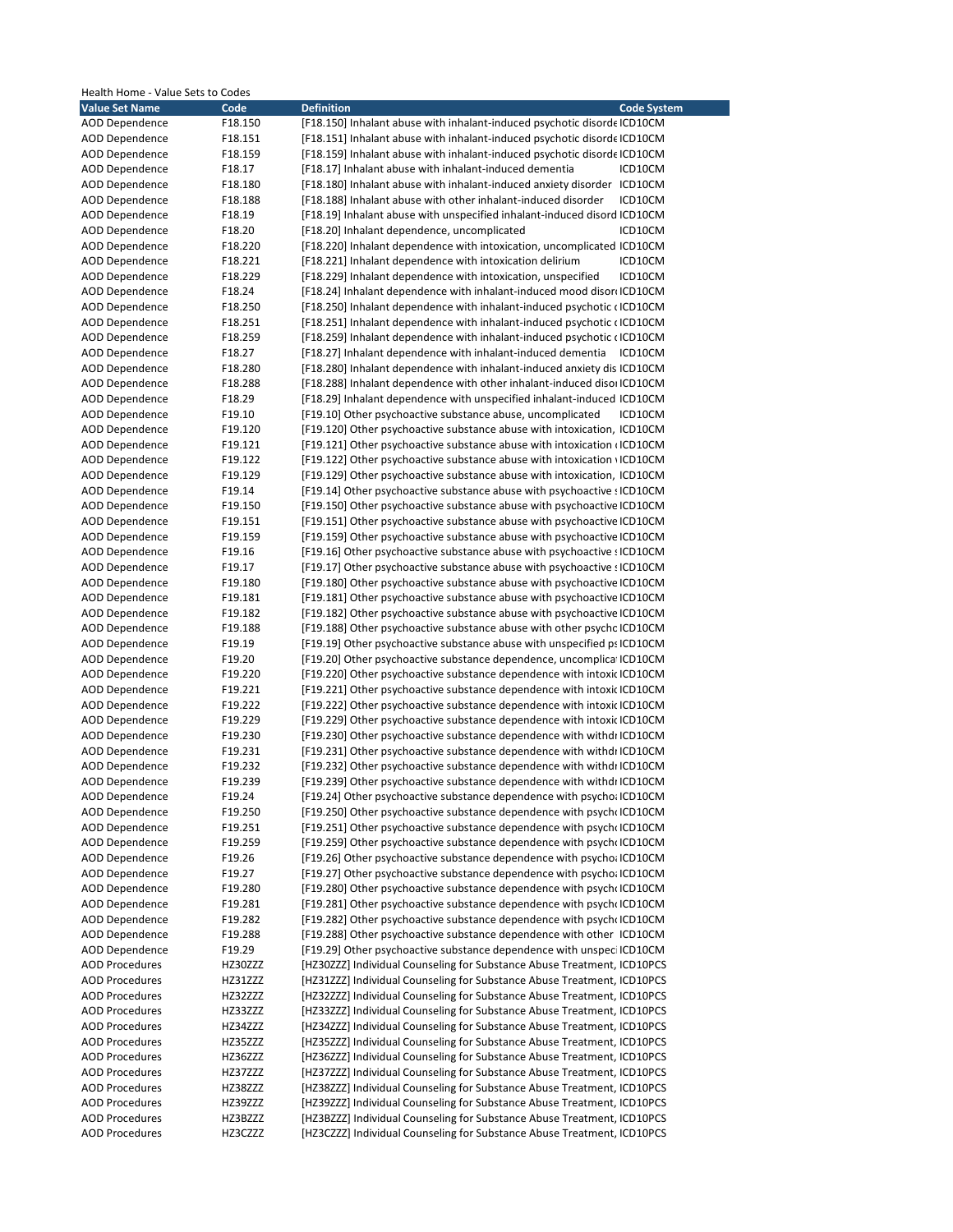Health Home - Value Sets to Codes

| Value Set Name | Code | Definition | Code System |
|---|---|---|---|
| AOD Dependence | F18.150 | [F18.150] Inhalant abuse with inhalant-induced psychotic disorde | ICD10CM |
| AOD Dependence | F18.151 | [F18.151] Inhalant abuse with inhalant-induced psychotic disorde | ICD10CM |
| AOD Dependence | F18.159 | [F18.159] Inhalant abuse with inhalant-induced psychotic disorde | ICD10CM |
| AOD Dependence | F18.17 | [F18.17] Inhalant abuse with inhalant-induced dementia | ICD10CM |
| AOD Dependence | F18.180 | [F18.180] Inhalant abuse with inhalant-induced anxiety disorder | ICD10CM |
| AOD Dependence | F18.188 | [F18.188] Inhalant abuse with other inhalant-induced disorder | ICD10CM |
| AOD Dependence | F18.19 | [F18.19] Inhalant abuse with unspecified inhalant-induced disord | ICD10CM |
| AOD Dependence | F18.20 | [F18.20] Inhalant dependence, uncomplicated | ICD10CM |
| AOD Dependence | F18.220 | [F18.220] Inhalant dependence with intoxication, uncomplicated | ICD10CM |
| AOD Dependence | F18.221 | [F18.221] Inhalant dependence with intoxication delirium | ICD10CM |
| AOD Dependence | F18.229 | [F18.229] Inhalant dependence with intoxication, unspecified | ICD10CM |
| AOD Dependence | F18.24 | [F18.24] Inhalant dependence with inhalant-induced mood disor | ICD10CM |
| AOD Dependence | F18.250 | [F18.250] Inhalant dependence with inhalant-induced psychotic c | ICD10CM |
| AOD Dependence | F18.251 | [F18.251] Inhalant dependence with inhalant-induced psychotic c | ICD10CM |
| AOD Dependence | F18.259 | [F18.259] Inhalant dependence with inhalant-induced psychotic c | ICD10CM |
| AOD Dependence | F18.27 | [F18.27] Inhalant dependence with inhalant-induced dementia | ICD10CM |
| AOD Dependence | F18.280 | [F18.280] Inhalant dependence with inhalant-induced anxiety dis | ICD10CM |
| AOD Dependence | F18.288 | [F18.288] Inhalant dependence with other inhalant-induced disor | ICD10CM |
| AOD Dependence | F18.29 | [F18.29] Inhalant dependence with unspecified inhalant-induced | ICD10CM |
| AOD Dependence | F19.10 | [F19.10] Other psychoactive substance abuse, uncomplicated | ICD10CM |
| AOD Dependence | F19.120 | [F19.120] Other psychoactive substance abuse with intoxication, | ICD10CM |
| AOD Dependence | F19.121 | [F19.121] Other psychoactive substance abuse with intoxication c | ICD10CM |
| AOD Dependence | F19.122 | [F19.122] Other psychoactive substance abuse with intoxication v | ICD10CM |
| AOD Dependence | F19.129 | [F19.129] Other psychoactive substance abuse with intoxication, | ICD10CM |
| AOD Dependence | F19.14 | [F19.14] Other psychoactive substance abuse with psychoactive s | ICD10CM |
| AOD Dependence | F19.150 | [F19.150] Other psychoactive substance abuse with psychoactive | ICD10CM |
| AOD Dependence | F19.151 | [F19.151] Other psychoactive substance abuse with psychoactive | ICD10CM |
| AOD Dependence | F19.159 | [F19.159] Other psychoactive substance abuse with psychoactive | ICD10CM |
| AOD Dependence | F19.16 | [F19.16] Other psychoactive substance abuse with psychoactive s | ICD10CM |
| AOD Dependence | F19.17 | [F19.17] Other psychoactive substance abuse with psychoactive s | ICD10CM |
| AOD Dependence | F19.180 | [F19.180] Other psychoactive substance abuse with psychoactive | ICD10CM |
| AOD Dependence | F19.181 | [F19.181] Other psychoactive substance abuse with psychoactive | ICD10CM |
| AOD Dependence | F19.182 | [F19.182] Other psychoactive substance abuse with psychoactive | ICD10CM |
| AOD Dependence | F19.188 | [F19.188] Other psychoactive substance abuse with other psychc | ICD10CM |
| AOD Dependence | F19.19 | [F19.19] Other psychoactive substance abuse with unspecified ps | ICD10CM |
| AOD Dependence | F19.20 | [F19.20] Other psychoactive substance dependence, uncomplica | ICD10CM |
| AOD Dependence | F19.220 | [F19.220] Other psychoactive substance dependence with intoxic | ICD10CM |
| AOD Dependence | F19.221 | [F19.221] Other psychoactive substance dependence with intoxic | ICD10CM |
| AOD Dependence | F19.222 | [F19.222] Other psychoactive substance dependence with intoxic | ICD10CM |
| AOD Dependence | F19.229 | [F19.229] Other psychoactive substance dependence with intoxic | ICD10CM |
| AOD Dependence | F19.230 | [F19.230] Other psychoactive substance dependence with withdr | ICD10CM |
| AOD Dependence | F19.231 | [F19.231] Other psychoactive substance dependence with withdr | ICD10CM |
| AOD Dependence | F19.232 | [F19.232] Other psychoactive substance dependence with withdr | ICD10CM |
| AOD Dependence | F19.239 | [F19.239] Other psychoactive substance dependence with withdr | ICD10CM |
| AOD Dependence | F19.24 | [F19.24] Other psychoactive substance dependence with psychoa | ICD10CM |
| AOD Dependence | F19.250 | [F19.250] Other psychoactive substance dependence with psych | ICD10CM |
| AOD Dependence | F19.251 | [F19.251] Other psychoactive substance dependence with psych | ICD10CM |
| AOD Dependence | F19.259 | [F19.259] Other psychoactive substance dependence with psych | ICD10CM |
| AOD Dependence | F19.26 | [F19.26] Other psychoactive substance dependence with psychoa | ICD10CM |
| AOD Dependence | F19.27 | [F19.27] Other psychoactive substance dependence with psychoa | ICD10CM |
| AOD Dependence | F19.280 | [F19.280] Other psychoactive substance dependence with psych | ICD10CM |
| AOD Dependence | F19.281 | [F19.281] Other psychoactive substance dependence with psych | ICD10CM |
| AOD Dependence | F19.282 | [F19.282] Other psychoactive substance dependence with psych | ICD10CM |
| AOD Dependence | F19.288 | [F19.288] Other psychoactive substance dependence with other | ICD10CM |
| AOD Dependence | F19.29 | [F19.29] Other psychoactive substance dependence with unspeci | ICD10CM |
| AOD Procedures | HZ30ZZZ | [HZ30ZZZ] Individual Counseling for Substance Abuse Treatment, | ICD10PCS |
| AOD Procedures | HZ31ZZZ | [HZ31ZZZ] Individual Counseling for Substance Abuse Treatment, | ICD10PCS |
| AOD Procedures | HZ32ZZZ | [HZ32ZZZ] Individual Counseling for Substance Abuse Treatment, | ICD10PCS |
| AOD Procedures | HZ33ZZZ | [HZ33ZZZ] Individual Counseling for Substance Abuse Treatment, | ICD10PCS |
| AOD Procedures | HZ34ZZZ | [HZ34ZZZ] Individual Counseling for Substance Abuse Treatment, | ICD10PCS |
| AOD Procedures | HZ35ZZZ | [HZ35ZZZ] Individual Counseling for Substance Abuse Treatment, | ICD10PCS |
| AOD Procedures | HZ36ZZZ | [HZ36ZZZ] Individual Counseling for Substance Abuse Treatment, | ICD10PCS |
| AOD Procedures | HZ37ZZZ | [HZ37ZZZ] Individual Counseling for Substance Abuse Treatment, | ICD10PCS |
| AOD Procedures | HZ38ZZZ | [HZ38ZZZ] Individual Counseling for Substance Abuse Treatment, | ICD10PCS |
| AOD Procedures | HZ39ZZZ | [HZ39ZZZ] Individual Counseling for Substance Abuse Treatment, | ICD10PCS |
| AOD Procedures | HZ3BZZZ | [HZ3BZZZ] Individual Counseling for Substance Abuse Treatment, | ICD10PCS |
| AOD Procedures | HZ3CZZZ | [HZ3CZZZ] Individual Counseling for Substance Abuse Treatment, | ICD10PCS |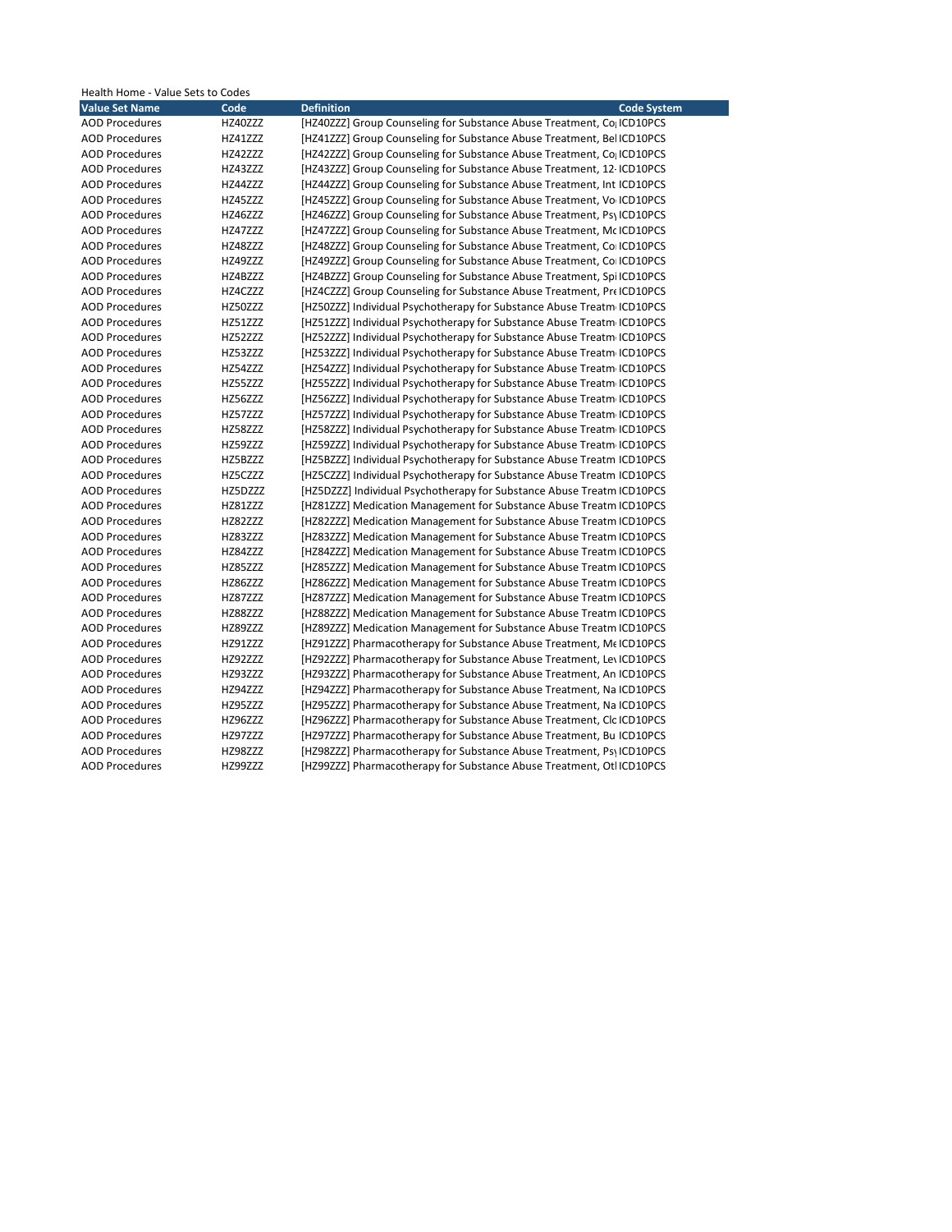Health Home - Value Sets to Codes

| Value Set Name | Code | Definition | Code System |
|---|---|---|---|
| AOD Procedures | HZ40ZZZ | [HZ40ZZZ] Group Counseling for Substance Abuse Treatment, Co | ICD10PCS |
| AOD Procedures | HZ41ZZZ | [HZ41ZZZ] Group Counseling for Substance Abuse Treatment, Bel | ICD10PCS |
| AOD Procedures | HZ42ZZZ | [HZ42ZZZ] Group Counseling for Substance Abuse Treatment, Co | ICD10PCS |
| AOD Procedures | HZ43ZZZ | [HZ43ZZZ] Group Counseling for Substance Abuse Treatment, 12- | ICD10PCS |
| AOD Procedures | HZ44ZZZ | [HZ44ZZZ] Group Counseling for Substance Abuse Treatment, Int | ICD10PCS |
| AOD Procedures | HZ45ZZZ | [HZ45ZZZ] Group Counseling for Substance Abuse Treatment, Vo | ICD10PCS |
| AOD Procedures | HZ46ZZZ | [HZ46ZZZ] Group Counseling for Substance Abuse Treatment, Psy | ICD10PCS |
| AOD Procedures | HZ47ZZZ | [HZ47ZZZ] Group Counseling for Substance Abuse Treatment, Mc | ICD10PCS |
| AOD Procedures | HZ48ZZZ | [HZ48ZZZ] Group Counseling for Substance Abuse Treatment, Co | ICD10PCS |
| AOD Procedures | HZ49ZZZ | [HZ49ZZZ] Group Counseling for Substance Abuse Treatment, Co | ICD10PCS |
| AOD Procedures | HZ4BZZZ | [HZ4BZZZ] Group Counseling for Substance Abuse Treatment, Spi | ICD10PCS |
| AOD Procedures | HZ4CZZZ | [HZ4CZZZ] Group Counseling for Substance Abuse Treatment, Pre | ICD10PCS |
| AOD Procedures | HZ50ZZZ | [HZ50ZZZ] Individual Psychotherapy for Substance Abuse Treatm | ICD10PCS |
| AOD Procedures | HZ51ZZZ | [HZ51ZZZ] Individual Psychotherapy for Substance Abuse Treatm | ICD10PCS |
| AOD Procedures | HZ52ZZZ | [HZ52ZZZ] Individual Psychotherapy for Substance Abuse Treatm | ICD10PCS |
| AOD Procedures | HZ53ZZZ | [HZ53ZZZ] Individual Psychotherapy for Substance Abuse Treatm | ICD10PCS |
| AOD Procedures | HZ54ZZZ | [HZ54ZZZ] Individual Psychotherapy for Substance Abuse Treatm | ICD10PCS |
| AOD Procedures | HZ55ZZZ | [HZ55ZZZ] Individual Psychotherapy for Substance Abuse Treatm | ICD10PCS |
| AOD Procedures | HZ56ZZZ | [HZ56ZZZ] Individual Psychotherapy for Substance Abuse Treatm | ICD10PCS |
| AOD Procedures | HZ57ZZZ | [HZ57ZZZ] Individual Psychotherapy for Substance Abuse Treatm | ICD10PCS |
| AOD Procedures | HZ58ZZZ | [HZ58ZZZ] Individual Psychotherapy for Substance Abuse Treatm | ICD10PCS |
| AOD Procedures | HZ59ZZZ | [HZ59ZZZ] Individual Psychotherapy for Substance Abuse Treatm | ICD10PCS |
| AOD Procedures | HZ5BZZZ | [HZ5BZZZ] Individual Psychotherapy for Substance Abuse Treatm | ICD10PCS |
| AOD Procedures | HZ5CZZZ | [HZ5CZZZ] Individual Psychotherapy for Substance Abuse Treatm | ICD10PCS |
| AOD Procedures | HZ5DZZZ | [HZ5DZZZ] Individual Psychotherapy for Substance Abuse Treatm | ICD10PCS |
| AOD Procedures | HZ81ZZZ | [HZ81ZZZ] Medication Management for Substance Abuse Treatm | ICD10PCS |
| AOD Procedures | HZ82ZZZ | [HZ82ZZZ] Medication Management for Substance Abuse Treatm | ICD10PCS |
| AOD Procedures | HZ83ZZZ | [HZ83ZZZ] Medication Management for Substance Abuse Treatm | ICD10PCS |
| AOD Procedures | HZ84ZZZ | [HZ84ZZZ] Medication Management for Substance Abuse Treatm | ICD10PCS |
| AOD Procedures | HZ85ZZZ | [HZ85ZZZ] Medication Management for Substance Abuse Treatm | ICD10PCS |
| AOD Procedures | HZ86ZZZ | [HZ86ZZZ] Medication Management for Substance Abuse Treatm | ICD10PCS |
| AOD Procedures | HZ87ZZZ | [HZ87ZZZ] Medication Management for Substance Abuse Treatm | ICD10PCS |
| AOD Procedures | HZ88ZZZ | [HZ88ZZZ] Medication Management for Substance Abuse Treatm | ICD10PCS |
| AOD Procedures | HZ89ZZZ | [HZ89ZZZ] Medication Management for Substance Abuse Treatm | ICD10PCS |
| AOD Procedures | HZ91ZZZ | [HZ91ZZZ] Pharmacotherapy for Substance Abuse Treatment, Me | ICD10PCS |
| AOD Procedures | HZ92ZZZ | [HZ92ZZZ] Pharmacotherapy for Substance Abuse Treatment, Lev | ICD10PCS |
| AOD Procedures | HZ93ZZZ | [HZ93ZZZ] Pharmacotherapy for Substance Abuse Treatment, An | ICD10PCS |
| AOD Procedures | HZ94ZZZ | [HZ94ZZZ] Pharmacotherapy for Substance Abuse Treatment, Na | ICD10PCS |
| AOD Procedures | HZ95ZZZ | [HZ95ZZZ] Pharmacotherapy for Substance Abuse Treatment, Na | ICD10PCS |
| AOD Procedures | HZ96ZZZ | [HZ96ZZZ] Pharmacotherapy for Substance Abuse Treatment, Clo | ICD10PCS |
| AOD Procedures | HZ97ZZZ | [HZ97ZZZ] Pharmacotherapy for Substance Abuse Treatment, Bu | ICD10PCS |
| AOD Procedures | HZ98ZZZ | [HZ98ZZZ] Pharmacotherapy for Substance Abuse Treatment, Psy | ICD10PCS |
| AOD Procedures | HZ99ZZZ | [HZ99ZZZ] Pharmacotherapy for Substance Abuse Treatment, Otl | ICD10PCS |